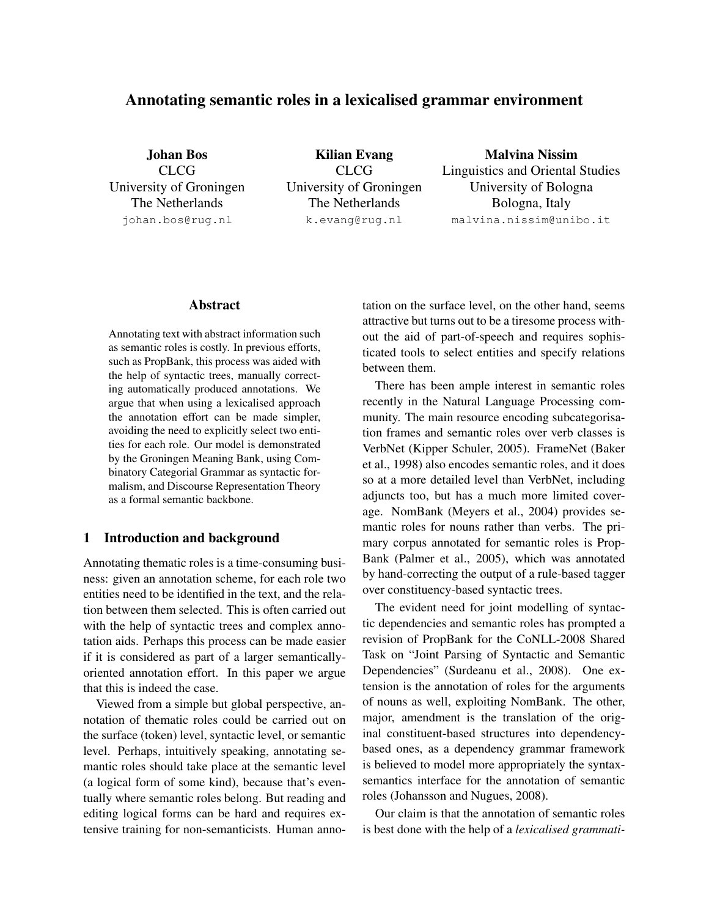# Annotating semantic roles in a lexicalised grammar environment

**Johan Bos**
CLCG
University of Groningen
The Netherlands
johan.bos@rug.nl

**Kilian Evang**
CLCG
University of Groningen
The Netherlands
k.evang@rug.nl

**Malvina Nissim**
Linguistics and Oriental Studies
University of Bologna
Bologna, Italy
malvina.nissim@unibo.it

## Abstract

Annotating text with abstract information such as semantic roles is costly. In previous efforts, such as PropBank, this process was aided with the help of syntactic trees, manually correcting automatically produced annotations. We argue that when using a lexicalised approach the annotation effort can be made simpler, avoiding the need to explicitly select two entities for each role. Our model is demonstrated by the Groningen Meaning Bank, using Combinatory Categorial Grammar as syntactic formalism, and Discourse Representation Theory as a formal semantic backbone.

## 1 Introduction and background

Annotating thematic roles is a time-consuming business: given an annotation scheme, for each role two entities need to be identified in the text, and the relation between them selected. This is often carried out with the help of syntactic trees and complex annotation aids. Perhaps this process can be made easier if it is considered as part of a larger semantically-oriented annotation effort. In this paper we argue that this is indeed the case.

Viewed from a simple but global perspective, annotation of thematic roles could be carried out on the surface (token) level, syntactic level, or semantic level. Perhaps, intuitively speaking, annotating semantic roles should take place at the semantic level (a logical form of some kind), because that's eventually where semantic roles belong. But reading and editing logical forms can be hard and requires extensive training for non-semanticists. Human annotation on the surface level, on the other hand, seems attractive but turns out to be a tiresome process without the aid of part-of-speech and requires sophisticated tools to select entities and specify relations between them.

There has been ample interest in semantic roles recently in the Natural Language Processing community. The main resource encoding subcategorisation frames and semantic roles over verb classes is VerbNet (Kipper Schuler, 2005). FrameNet (Baker et al., 1998) also encodes semantic roles, and it does so at a more detailed level than VerbNet, including adjuncts too, but has a much more limited coverage. NomBank (Meyers et al., 2004) provides semantic roles for nouns rather than verbs. The primary corpus annotated for semantic roles is PropBank (Palmer et al., 2005), which was annotated by hand-correcting the output of a rule-based tagger over constituency-based syntactic trees.

The evident need for joint modelling of syntactic dependencies and semantic roles has prompted a revision of PropBank for the CoNLL-2008 Shared Task on "Joint Parsing of Syntactic and Semantic Dependencies" (Surdeanu et al., 2008). One extension is the annotation of roles for the arguments of nouns as well, exploiting NomBank. The other, major, amendment is the translation of the original constituent-based structures into dependency-based ones, as a dependency grammar framework is believed to model more appropriately the syntax-semantics interface for the annotation of semantic roles (Johansson and Nugues, 2008).

Our claim is that the annotation of semantic roles is best done with the help of a *lexicalised grammati-*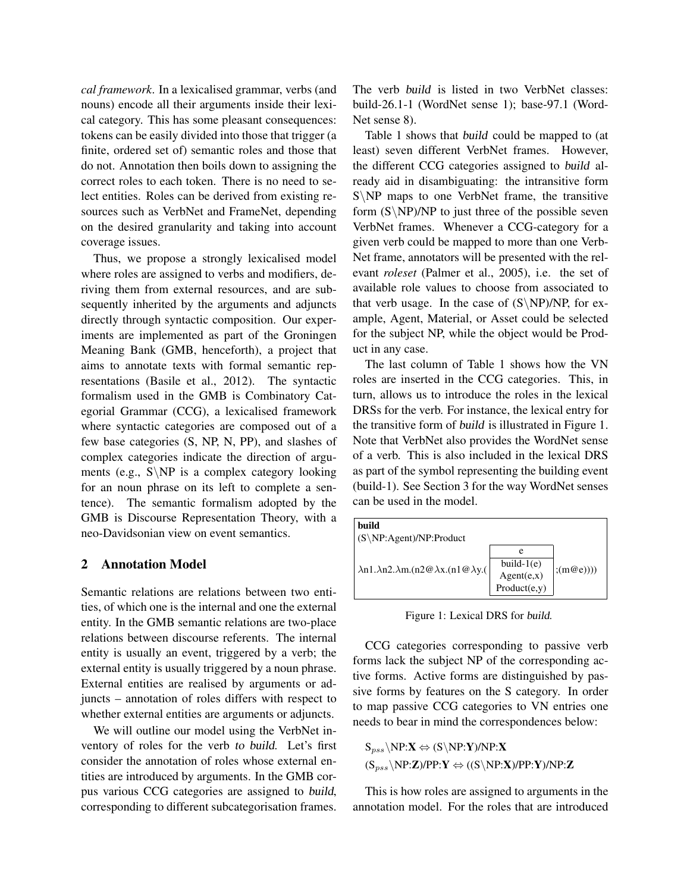*cal framework*. In a lexicalised grammar, verbs (and nouns) encode all their arguments inside their lexical category. This has some pleasant consequences: tokens can be easily divided into those that trigger (a finite, ordered set of) semantic roles and those that do not. Annotation then boils down to assigning the correct roles to each token. There is no need to select entities. Roles can be derived from existing resources such as VerbNet and FrameNet, depending on the desired granularity and taking into account coverage issues.

Thus, we propose a strongly lexicalised model where roles are assigned to verbs and modifiers, deriving them from external resources, and are subsequently inherited by the arguments and adjuncts directly through syntactic composition. Our experiments are implemented as part of the Groningen Meaning Bank (GMB, henceforth), a project that aims to annotate texts with formal semantic representations (Basile et al., 2012). The syntactic formalism used in the GMB is Combinatory Categorial Grammar (CCG), a lexicalised framework where syntactic categories are composed out of a few base categories (S, NP, N, PP), and slashes of complex categories indicate the direction of arguments (e.g., S\NP is a complex category looking for an noun phrase on its left to complete a sentence). The semantic formalism adopted by the GMB is Discourse Representation Theory, with a neo-Davidsonian view on event semantics.

## 2 Annotation Model

Semantic relations are relations between two entities, of which one is the internal and one the external entity. In the GMB semantic relations are two-place relations between discourse referents. The internal entity is usually an event, triggered by a verb; the external entity is usually triggered by a noun phrase. External entities are realised by arguments or adjuncts – annotation of roles differs with respect to whether external entities are arguments or adjuncts.

We will outline our model using the VerbNet inventory of roles for the verb *to build*. Let's first consider the annotation of roles whose external entities are introduced by arguments. In the GMB corpus various CCG categories are assigned to *build*, corresponding to different subcategorisation frames. The verb *build* is listed in two VerbNet classes: build-26.1-1 (WordNet sense 1); base-97.1 (WordNet sense 8).

Table 1 shows that *build* could be mapped to (at least) seven different VerbNet frames. However, the different CCG categories assigned to *build* already aid in disambiguating: the intransitive form S\NP maps to one VerbNet frame, the transitive form (S\NP)/NP to just three of the possible seven VerbNet frames. Whenever a CCG-category for a given verb could be mapped to more than one VerbNet frame, annotators will be presented with the relevant *roleset* (Palmer et al., 2005), i.e. the set of available role values to choose from associated to that verb usage. In the case of (S\NP)/NP, for example, Agent, Material, or Asset could be selected for the subject NP, while the object would be Product in any case.

The last column of Table 1 shows how the VN roles are inserted in the CCG categories. This, in turn, allows us to introduce the roles in the lexical DRSs for the verb. For instance, the lexical entry for the transitive form of *build* is illustrated in Figure 1. Note that VerbNet also provides the WordNet sense of a verb. This is also included in the lexical DRS as part of the symbol representing the building event (build-1). See Section 3 for the way WordNet senses can be used in the model.

**build**
(S\NP:Agent)/NP:Product

$\lambda$n1.$\lambda$n2.$\lambda$m.(n2@$\lambda$x.(n1@$\lambda$y.( [ e | build-1(e), Agent(e,x), Product(e,y) ] ;(m@e))))

Figure 1: Lexical DRS for *build*.

CCG categories corresponding to passive verb forms lack the subject NP of the corresponding active forms. Active forms are distinguished by passive forms by features on the S category. In order to map passive CCG categories to VN entries one needs to bear in mind the correspondences below:

$S_{pss}$\NP:**X** ⇔ (S\NP:**Y**)/NP:**X**
($S_{pss}$\NP:**Z**)/PP:**Y** ⇔ ((S\NP:**X**)/PP:**Y**)/NP:**Z**

This is how roles are assigned to arguments in the annotation model. For the roles that are introduced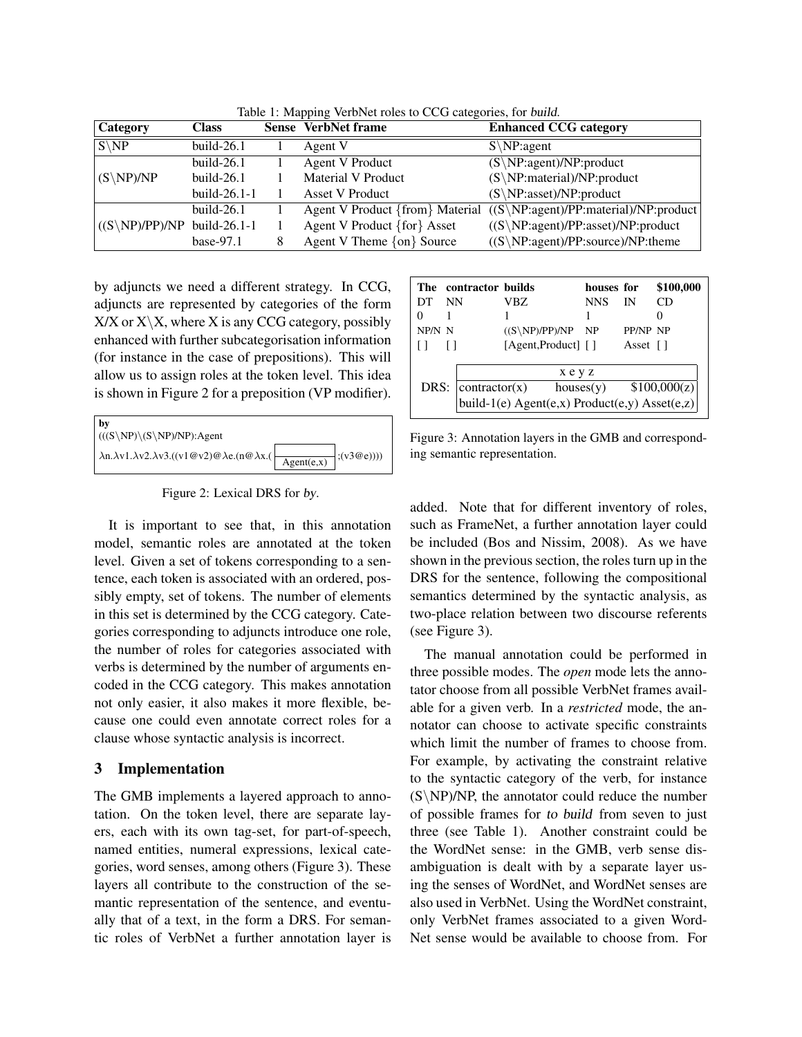Table 1: Mapping VerbNet roles to CCG categories, for *build*.

| Category | Class | Sense | VerbNet frame | Enhanced CCG category |
|---|---|---|---|---|
| S\NP | build-26.1 | 1 | Agent V | S\NP:agent |
| (S\NP)/NP | build-26.1 | 1 | Agent V Product | (S\NP:agent)/NP:product |
| | build-26.1 | 1 | Material V Product | (S\NP:material)/NP:product |
| | build-26.1-1 | 1 | Asset V Product | (S\NP:asset)/NP:product |
| ((S\NP)/PP)/NP | build-26.1 | 1 | Agent V Product {from} Material | ((S\NP:agent)/PP:material)/NP:product |
| | build-26.1-1 | 1 | Agent V Product {for} Asset | ((S\NP:agent)/PP:asset)/NP:product |
| | base-97.1 | 8 | Agent V Theme {on} Source | ((S\NP:agent)/PP:source)/NP:theme |

by adjuncts we need a different strategy. In CCG, adjuncts are represented by categories of the form X/X or X\X, where X is any CCG category, possibly enhanced with further subcategorisation information (for instance in the case of prepositions). This will allow us to assign roles at the token level. This idea is shown in Figure 2 for a preposition (VP modifier).

**by**
(((S\NP)\(S\NP)/NP):Agent
λn.λv1.λv2.λv3.((v1@v2)@λe.(n@λx.( [ Agent(e,x) ] ;(v3@e))))

Figure 2: Lexical DRS for *by*.

It is important to see that, in this annotation model, semantic roles are annotated at the token level. Given a set of tokens corresponding to a sentence, each token is associated with an ordered, possibly empty, set of tokens. The number of elements in this set is determined by the CCG category. Categories corresponding to adjuncts introduce one role, the number of roles for categories associated with verbs is determined by the number of arguments encoded in the CCG category. This makes annotation not only easier, it also makes it more flexible, because one could even annotate correct roles for a clause whose syntactic analysis is incorrect.

## 3 Implementation

The GMB implements a layered approach to annotation. On the token level, there are separate layers, each with its own tag-set, for part-of-speech, named entities, numeral expressions, lexical categories, word senses, among others (Figure 3). These layers all contribute to the construction of the semantic representation of the sentence, and eventually that of a text, in the form a DRS. For semantic roles of VerbNet a further annotation layer is

| The | contractor | builds | houses | for | $100,000 |
|---|---|---|---|---|---|
| DT | NN | VBZ | NNS | IN | CD |
| 0 | 1 | 1 | 1 | | 0 |
| NP/N | N | ((S\NP)/PP)/NP | NP | PP/NP | NP |
| [ ] | [ ] | [Agent,Product] | [ ] | Asset | [ ] |

DRS:
x e y z
contractor(x) houses(y) $100,000(z)
build-1(e) Agent(e,x) Product(e,y) Asset(e,z)

Figure 3: Annotation layers in the GMB and corresponding semantic representation.

added. Note that for different inventory of roles, such as FrameNet, a further annotation layer could be included (Bos and Nissim, 2008). As we have shown in the previous section, the roles turn up in the DRS for the sentence, following the compositional semantics determined by the syntactic analysis, as two-place relation between two discourse referents (see Figure 3).

The manual annotation could be performed in three possible modes. The *open* mode lets the annotator choose from all possible VerbNet frames available for a given verb. In a *restricted* mode, the annotator can choose to activate specific constraints which limit the number of frames to choose from. For example, by activating the constraint relative to the syntactic category of the verb, for instance (S\NP)/NP, the annotator could reduce the number of possible frames for *to build* from seven to just three (see Table 1). Another constraint could be the WordNet sense: in the GMB, verb sense disambiguation is dealt with by a separate layer using the senses of WordNet, and WordNet senses are also used in VerbNet. Using the WordNet constraint, only VerbNet frames associated to a given WordNet sense would be available to choose from. For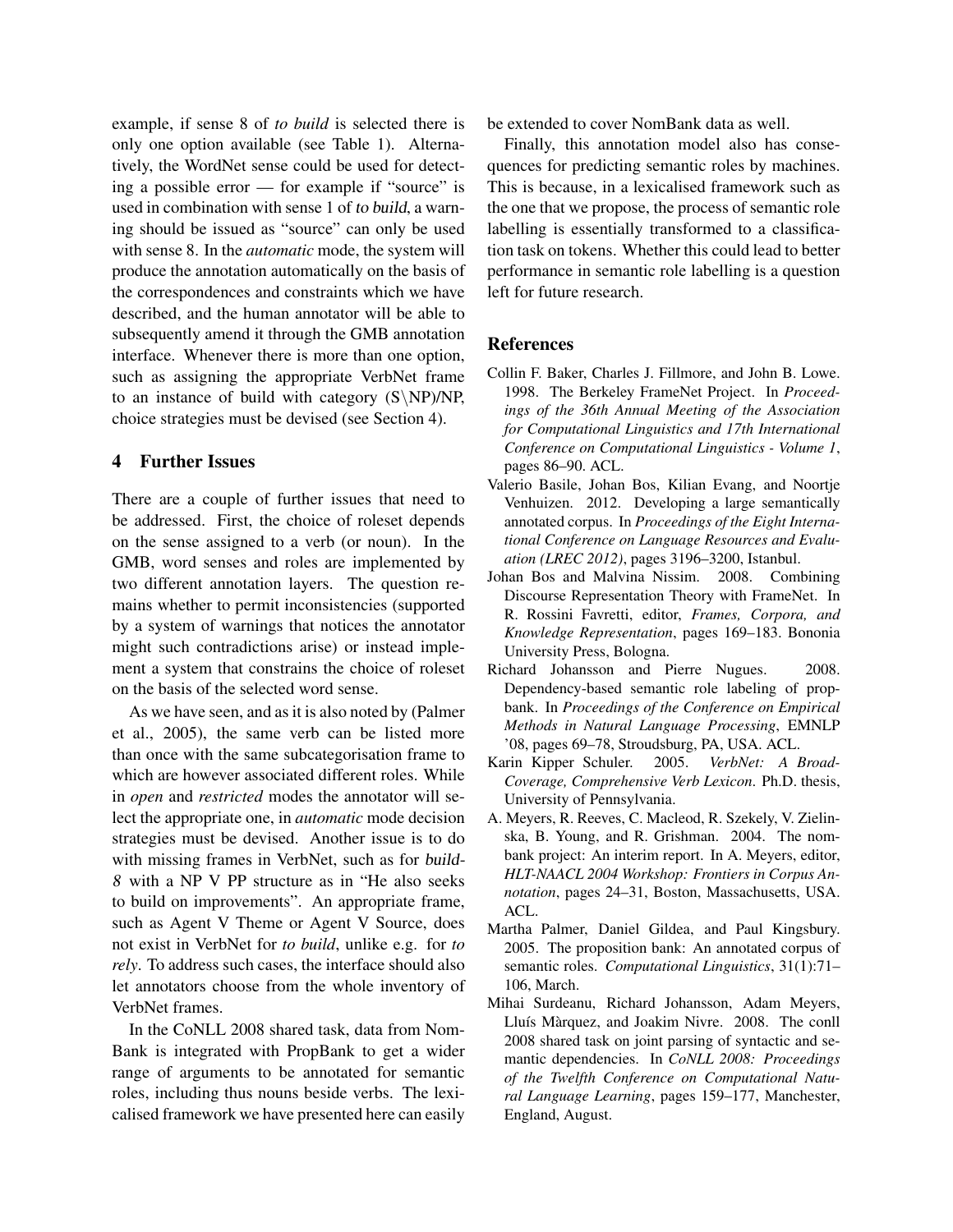example, if sense 8 of *to build* is selected there is only one option available (see Table 1). Alternatively, the WordNet sense could be used for detecting a possible error — for example if "source" is used in combination with sense 1 of *to build*, a warning should be issued as "source" can only be used with sense 8. In the *automatic* mode, the system will produce the annotation automatically on the basis of the correspondences and constraints which we have described, and the human annotator will be able to subsequently amend it through the GMB annotation interface. Whenever there is more than one option, such as assigning the appropriate VerbNet frame to an instance of build with category (S\NP)/NP, choice strategies must be devised (see Section 4).

## 4 Further Issues

There are a couple of further issues that need to be addressed. First, the choice of roleset depends on the sense assigned to a verb (or noun). In the GMB, word senses and roles are implemented by two different annotation layers. The question remains whether to permit inconsistencies (supported by a system of warnings that notices the annotator might such contradictions arise) or instead implement a system that constrains the choice of roleset on the basis of the selected word sense.

As we have seen, and as it is also noted by (Palmer et al., 2005), the same verb can be listed more than once with the same subcategorisation frame to which are however associated different roles. While in *open* and *restricted* modes the annotator will select the appropriate one, in *automatic* mode decision strategies must be devised. Another issue is to do with missing frames in VerbNet, such as for *build-8* with a NP V PP structure as in "He also seeks to build on improvements". An appropriate frame, such as Agent V Theme or Agent V Source, does not exist in VerbNet for *to build*, unlike e.g. for *to rely*. To address such cases, the interface should also let annotators choose from the whole inventory of VerbNet frames.

In the CoNLL 2008 shared task, data from NomBank is integrated with PropBank to get a wider range of arguments to be annotated for semantic roles, including thus nouns beside verbs. The lexicalised framework we have presented here can easily be extended to cover NomBank data as well.

Finally, this annotation model also has consequences for predicting semantic roles by machines. This is because, in a lexicalised framework such as the one that we propose, the process of semantic role labelling is essentially transformed to a classification task on tokens. Whether this could lead to better performance in semantic role labelling is a question left for future research.

## References

Collin F. Baker, Charles J. Fillmore, and John B. Lowe. 1998. The Berkeley FrameNet Project. In *Proceedings of the 36th Annual Meeting of the Association for Computational Linguistics and 17th International Conference on Computational Linguistics - Volume 1*, pages 86–90. ACL.

Valerio Basile, Johan Bos, Kilian Evang, and Noortje Venhuizen. 2012. Developing a large semantically annotated corpus. In *Proceedings of the Eight International Conference on Language Resources and Evaluation (LREC 2012)*, pages 3196–3200, Istanbul.

Johan Bos and Malvina Nissim. 2008. Combining Discourse Representation Theory with FrameNet. In R. Rossini Favretti, editor, *Frames, Corpora, and Knowledge Representation*, pages 169–183. Bononia University Press, Bologna.

Richard Johansson and Pierre Nugues. 2008. Dependency-based semantic role labeling of propbank. In *Proceedings of the Conference on Empirical Methods in Natural Language Processing*, EMNLP '08, pages 69–78, Stroudsburg, PA, USA. ACL.

Karin Kipper Schuler. 2005. *VerbNet: A Broad-Coverage, Comprehensive Verb Lexicon*. Ph.D. thesis, University of Pennsylvania.

A. Meyers, R. Reeves, C. Macleod, R. Szekely, V. Zielinska, B. Young, and R. Grishman. 2004. The nombank project: An interim report. In A. Meyers, editor, *HLT-NAACL 2004 Workshop: Frontiers in Corpus Annotation*, pages 24–31, Boston, Massachusetts, USA. ACL.

Martha Palmer, Daniel Gildea, and Paul Kingsbury. 2005. The proposition bank: An annotated corpus of semantic roles. *Computational Linguistics*, 31(1):71–106, March.

Mihai Surdeanu, Richard Johansson, Adam Meyers, Lluís Màrquez, and Joakim Nivre. 2008. The conll 2008 shared task on joint parsing of syntactic and semantic dependencies. In *CoNLL 2008: Proceedings of the Twelfth Conference on Computational Natural Language Learning*, pages 159–177, Manchester, England, August.